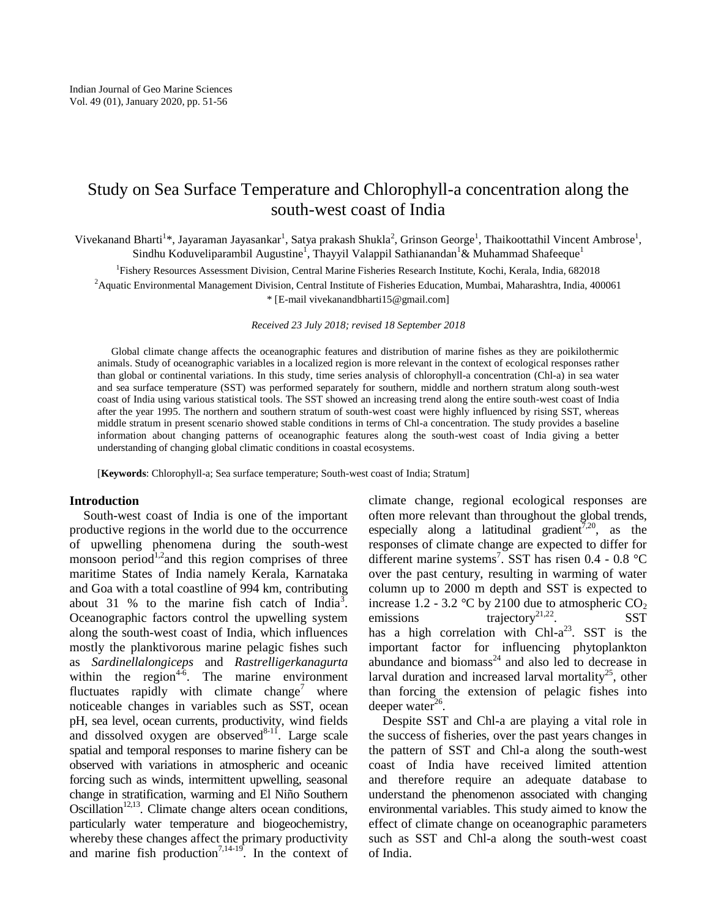# Study on Sea Surface Temperature and Chlorophyll-a concentration along the south-west coast of India

Vivekanand Bharti[1]*, Jayaraman Jayasankar[1], Satya prakash Shukla[2], Grinson George[1], Thaikoottathil Vincent Ambrose[1], Sindhu Koduveliparambil Augustine[1], Thayyil Valappil Sathianandan[1] & Muhammad Shafeeque[1]

[1]Fishery Resources Assessment Division, Central Marine Fisheries Research Institute, Kochi, Kerala, India, 682018

[2]Aquatic Environmental Management Division, Central Institute of Fisheries Education, Mumbai, Maharashtra, India, 400061

* [E-mail vivekanandbharti15@gmail.com]

*Received 23 July 2018; revised 18 September 2018*

Global climate change affects the oceanographic features and distribution of marine fishes as they are poikilothermic animals. Study of oceanographic variables in a localized region is more relevant in the context of ecological responses rather than global or continental variations. In this study, time series analysis of chlorophyll-a concentration (Chl-a) in sea water and sea surface temperature (SST) was performed separately for southern, middle and northern stratum along south-west coast of India using various statistical tools. The SST showed an increasing trend along the entire south-west coast of India after the year 1995. The northern and southern stratum of south-west coast were highly influenced by rising SST, whereas middle stratum in present scenario showed stable conditions in terms of Chl-a concentration. The study provides a baseline information about changing patterns of oceanographic features along the south-west coast of India giving a better understanding of changing global climatic conditions in coastal ecosystems.

[**Keywords**: Chlorophyll-a; Sea surface temperature; South-west coast of India; Stratum]

## Introduction

South-west coast of India is one of the important productive regions in the world due to the occurrence of upwelling phenomena during the south-west monsoon period[1,2] and this region comprises of three maritime States of India namely Kerala, Karnataka and Goa with a total coastline of 994 km, contributing about 31 % to the marine fish catch of India[3]. Oceanographic factors control the upwelling system along the south-west coast of India, which influences mostly the planktivorous marine pelagic fishes such as *Sardinellalongiceps* and *Rastrelligerkanagurta* within the region[4-6]. The marine environment fluctuates rapidly with climate change[7] where noticeable changes in variables such as SST, ocean pH, sea level, ocean currents, productivity, wind fields and dissolved oxygen are observed[8-11]. Large scale spatial and temporal responses to marine fishery can be observed with variations in atmospheric and oceanic forcing such as winds, intermittent upwelling, seasonal change in stratification, warming and El Niño Southern Oscillation[12,13]. Climate change alters ocean conditions, particularly water temperature and biogeochemistry, whereby these changes affect the primary productivity and marine fish production[7,14-19]. In the context of climate change, regional ecological responses are often more relevant than throughout the global trends, especially along a latitudinal gradient[7,20], as the responses of climate change are expected to differ for different marine systems[7]. SST has risen 0.4 - 0.8 °C over the past century, resulting in warming of water column up to 2000 m depth and SST is expected to increase 1.2 - 3.2 °C by 2100 due to atmospheric $CO_2$ emissions trajectory[21,22]. SST has a high correlation with Chl-a[23]. SST is the important factor for influencing phytoplankton abundance and biomass[24] and also led to decrease in larval duration and increased larval mortality[25], other than forcing the extension of pelagic fishes into deeper water[26].

Despite SST and Chl-a are playing a vital role in the success of fisheries, over the past years changes in the pattern of SST and Chl-a along the south-west coast of India have received limited attention and therefore require an adequate database to understand the phenomenon associated with changing environmental variables. This study aimed to know the effect of climate change on oceanographic parameters such as SST and Chl-a along the south-west coast of India.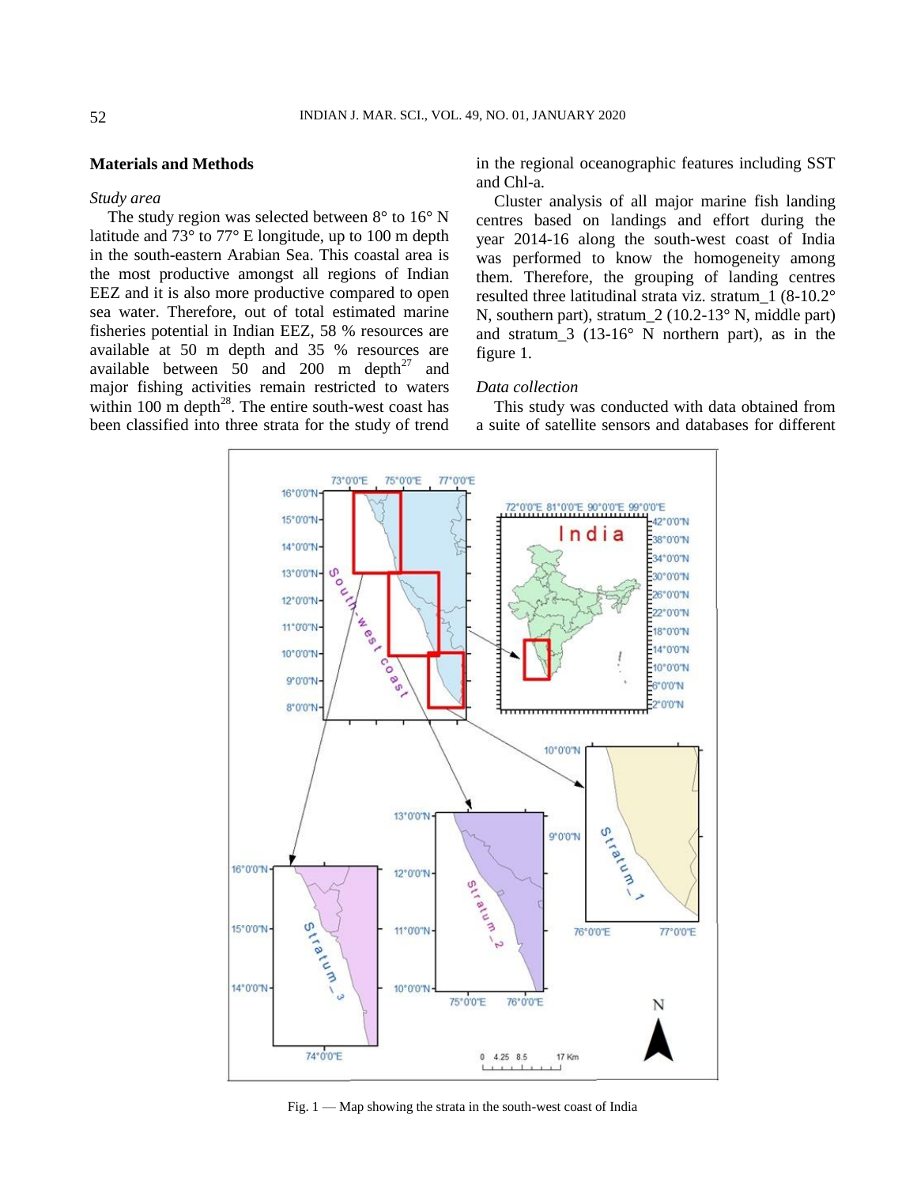## Materials and Methods

### *Study area*

The study region was selected between 8° to 16° N latitude and 73° to 77° E longitude, up to 100 m depth in the south-eastern Arabian Sea. This coastal area is the most productive amongst all regions of Indian EEZ and it is also more productive compared to open sea water. Therefore, out of total estimated marine fisheries potential in Indian EEZ, 58 % resources are available at 50 m depth and 35 % resources are available between 50 and 200 m depth[27] and major fishing activities remain restricted to waters within 100 m depth[28]. The entire south-west coast has been classified into three strata for the study of trend in the regional oceanographic features including SST and Chl-a.

Cluster analysis of all major marine fish landing centres based on landings and effort during the year 2014-16 along the south-west coast of India was performed to know the homogeneity among them. Therefore, the grouping of landing centres resulted three latitudinal strata viz. stratum_1 (8-10.2° N, southern part), stratum_2 (10.2-13° N, middle part) and stratum_3 (13-16° N northern part), as in the figure 1.

### *Data collection*

This study was conducted with data obtained from a suite of satellite sensors and databases for different

Fig. 1 — Map showing the strata in the south-west coast of India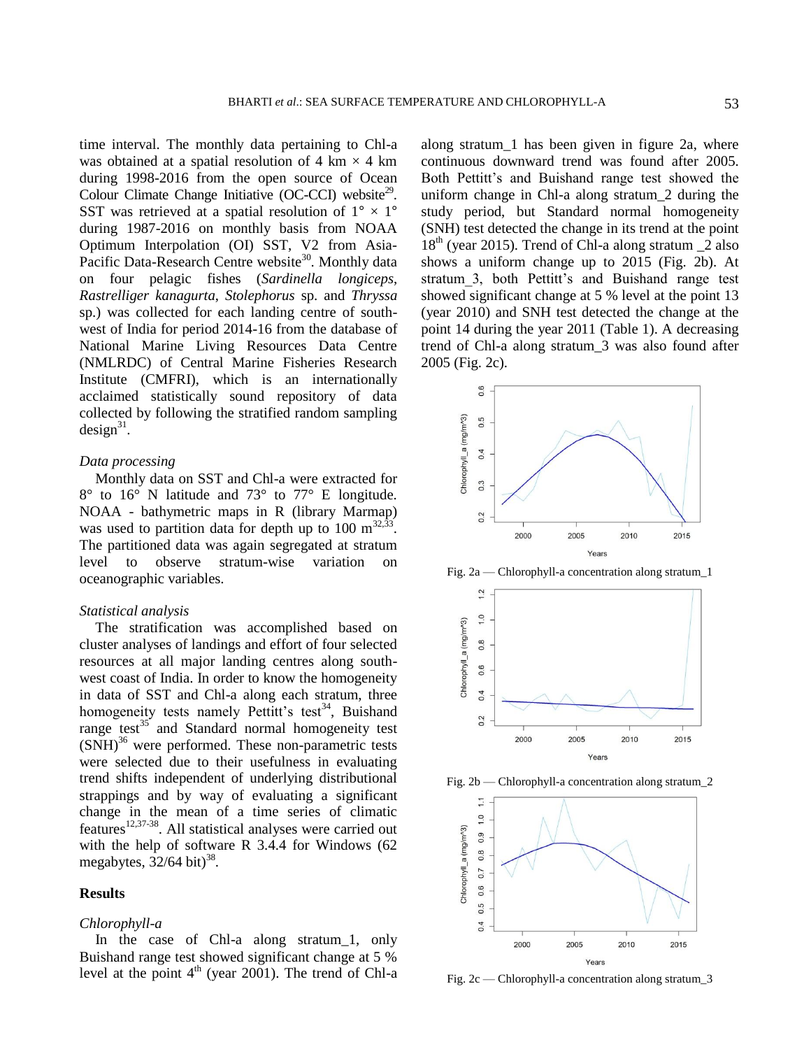time interval. The monthly data pertaining to Chl-a was obtained at a spatial resolution of 4 km × 4 km during 1998-2016 from the open source of Ocean Colour Climate Change Initiative (OC-CCI) website[29]. SST was retrieved at a spatial resolution of 1° × 1° during 1987-2016 on monthly basis from NOAA Optimum Interpolation (OI) SST, V2 from Asia-Pacific Data-Research Centre website[30]. Monthly data on four pelagic fishes (*Sardinella longiceps*, *Rastrelliger kanagurta*, *Stolephorus* sp. and *Thryssa* sp.) was collected for each landing centre of south-west of India for period 2014-16 from the database of National Marine Living Resources Data Centre (NMLRDC) of Central Marine Fisheries Research Institute (CMFRI), which is an internationally acclaimed statistically sound repository of data collected by following the stratified random sampling design[31].

### *Data processing*

Monthly data on SST and Chl-a were extracted for 8° to 16° N latitude and 73° to 77° E longitude. NOAA - bathymetric maps in R (library Marmap) was used to partition data for depth up to 100 m[32,33]. The partitioned data was again segregated at stratum level to observe stratum-wise variation on oceanographic variables.

### *Statistical analysis*

The stratification was accomplished based on cluster analyses of landings and effort of four selected resources at all major landing centres along south-west coast of India. In order to know the homogeneity in data of SST and Chl-a along each stratum, three homogeneity tests namely Pettitt's test[34], Buishand range test[35] and Standard normal homogeneity test (SNH)[36] were performed. These non-parametric tests were selected due to their usefulness in evaluating trend shifts independent of underlying distributional strappings and by way of evaluating a significant change in the mean of a time series of climatic features[12,37-38]. All statistical analyses were carried out with the help of software R 3.4.4 for Windows (62 megabytes, 32/64 bit)[38].

## **Results**

### *Chlorophyll-a*

In the case of Chl-a along stratum_1, only Buishand range test showed significant change at 5 % level at the point 4th (year 2001). The trend of Chl-a along stratum_1 has been given in figure 2a, where continuous downward trend was found after 2005. Both Pettitt's and Buishand range test showed the uniform change in Chl-a along stratum_2 during the study period, but Standard normal homogeneity (SNH) test detected the change in its trend at the point 18th (year 2015). Trend of Chl-a along stratum _2 also shows a uniform change up to 2015 (Fig. 2b). At stratum_3, both Pettitt's and Buishand range test showed significant change at 5 % level at the point 13 (year 2010) and SNH test detected the change at the point 14 during the year 2011 (Table 1). A decreasing trend of Chl-a along stratum_3 was also found after 2005 (Fig. 2c).

Fig. 2a — Chlorophyll-a concentration along stratum_1

Fig. 2b — Chlorophyll-a concentration along stratum_2

Fig. 2c — Chlorophyll-a concentration along stratum_3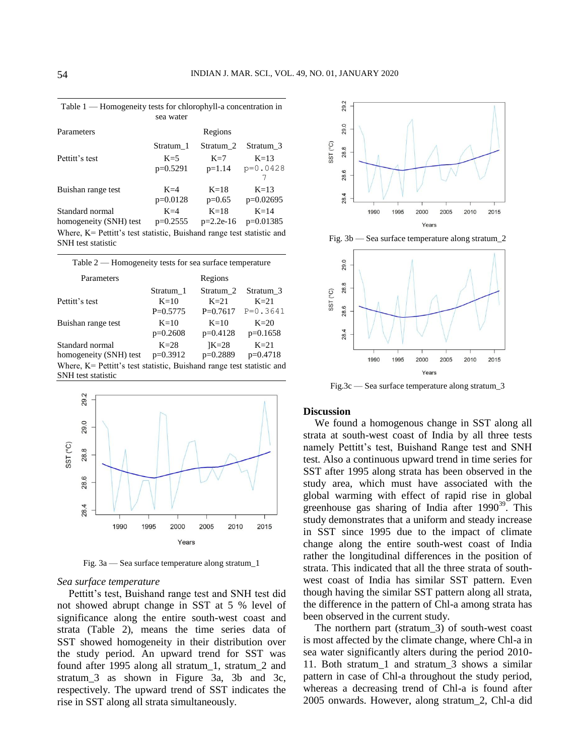Table 1 — Homogeneity tests for chlorophyll-a concentration in sea water

| Parameters | Regions | | |
|---|---|---|---|
| | Stratum_1 | Stratum_2 | Stratum_3 |
| Pettitt's test | K=5 p=0.5291 | K=7 p=1.14 | K=13 p=0.04287 |
| Buishan range test | K=4 p=0.0128 | K=18 p=0.65 | K=13 p=0.02695 |
| Standard normal homogeneity (SNH) test | K=4 p=0.2555 | K=18 p=2.2e-16 | K=14 p=0.01385 |

Where, K= Pettitt's test statistic, Buishand range test statistic and SNH test statistic

Table 2 — Homogeneity tests for sea surface temperature

| Parameters | Regions | | |
|---|---|---|---|
| | Stratum_1 | Stratum_2 | Stratum_3 |
| Pettitt's test | K=10 P=0.5775 | K=21 P=0.7617 | K=21 P=0.3641 |
| Buishan range test | K=10 p=0.2608 | K=10 p=0.4128 | K=20 p=0.1658 |
| Standard normal homogeneity (SNH) test | K=28 p=0.3912 | ]K=28 p=0.2889 | K=21 p=0.4718 |

Where, K= Pettitt's test statistic, Buishand range test statistic and SNH test statistic

Fig. 3a — Sea surface temperature along stratum_1

### *Sea surface temperature*

Pettitt's test, Buishand range test and SNH test did not showed abrupt change in SST at 5 % level of significance along the entire south-west coast and strata (Table 2), means the time series data of SST showed homogeneity in their distribution over the study period. An upward trend for SST was found after 1995 along all stratum_1, stratum_2 and stratum_3 as shown in Figure 3a, 3b and 3c, respectively. The upward trend of SST indicates the rise in SST along all strata simultaneously.

Fig. 3b — Sea surface temperature along stratum_2

Fig.3c — Sea surface temperature along stratum_3

## Discussion

We found a homogenous change in SST along all strata at south-west coast of India by all three tests namely Pettitt's test, Buishand Range test and SNH test. Also a continuous upward trend in time series for SST after 1995 along strata has been observed in the study area, which must have associated with the global warming with effect of rapid rise in global greenhouse gas sharing of India after 1990[39]. This study demonstrates that a uniform and steady increase in SST since 1995 due to the impact of climate change along the entire south-west coast of India rather the longitudinal differences in the position of strata. This indicated that all the three strata of south-west coast of India has similar SST pattern. Even though having the similar SST pattern along all strata, the difference in the pattern of Chl-a among strata has been observed in the current study.

The northern part (stratum_3) of south-west coast is most affected by the climate change, where Chl-a in sea water significantly alters during the period 2010-11. Both stratum_1 and stratum_3 shows a similar pattern in case of Chl-a throughout the study period, whereas a decreasing trend of Chl-a is found after 2005 onwards. However, along stratum_2, Chl-a did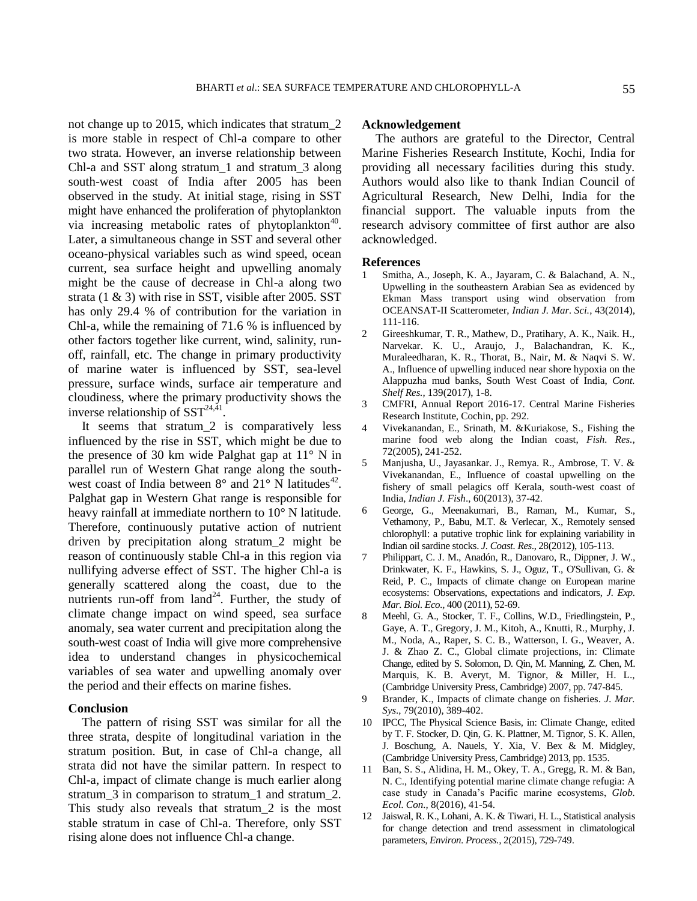not change up to 2015, which indicates that stratum_2 is more stable in respect of Chl-a compare to other two strata. However, an inverse relationship between Chl-a and SST along stratum_1 and stratum_3 along south-west coast of India after 2005 has been observed in the study. At initial stage, rising in SST might have enhanced the proliferation of phytoplankton via increasing metabolic rates of phytoplankton[40]. Later, a simultaneous change in SST and several other oceano-physical variables such as wind speed, ocean current, sea surface height and upwelling anomaly might be the cause of decrease in Chl-a along two strata (1 & 3) with rise in SST, visible after 2005. SST has only 29.4 % of contribution for the variation in Chl-a, while the remaining of 71.6 % is influenced by other factors together like current, wind, salinity, run-off, rainfall, etc. The change in primary productivity of marine water is influenced by SST, sea-level pressure, surface winds, surface air temperature and cloudiness, where the primary productivity shows the inverse relationship of SST[24,41].

It seems that stratum_2 is comparatively less influenced by the rise in SST, which might be due to the presence of 30 km wide Palghat gap at 11° N in parallel run of Western Ghat range along the south-west coast of India between 8° and 21° N latitudes[42]. Palghat gap in Western Ghat range is responsible for heavy rainfall at immediate northern to 10° N latitude. Therefore, continuously putative action of nutrient driven by precipitation along stratum_2 might be reason of continuously stable Chl-a in this region via nullifying adverse effect of SST. The higher Chl-a is generally scattered along the coast, due to the nutrients run-off from land[24]. Further, the study of climate change impact on wind speed, sea surface anomaly, sea water current and precipitation along the south-west coast of India will give more comprehensive idea to understand changes in physicochemical variables of sea water and upwelling anomaly over the period and their effects on marine fishes.

## Conclusion

The pattern of rising SST was similar for all the three strata, despite of longitudinal variation in the stratum position. But, in case of Chl-a change, all strata did not have the similar pattern. In respect to Chl-a, impact of climate change is much earlier along stratum_3 in comparison to stratum_1 and stratum_2. This study also reveals that stratum_2 is the most stable stratum in case of Chl-a. Therefore, only SST rising alone does not influence Chl-a change.

## Acknowledgement

The authors are grateful to the Director, Central Marine Fisheries Research Institute, Kochi, India for providing all necessary facilities during this study. Authors would also like to thank Indian Council of Agricultural Research, New Delhi, India for the financial support. The valuable inputs from the research advisory committee of first author are also acknowledged.

## References

1. Smitha, A., Joseph, K. A., Jayaram, C. & Balachand, A. N., Upwelling in the southeastern Arabian Sea as evidenced by Ekman Mass transport using wind observation from OCEANSAT-II Scatterometer, *Indian J. Mar. Sci.*, 43(2014), 111-116.
2. Gireeshkumar, T. R., Mathew, D., Pratihary, A. K., Naik. H., Narvekar. K. U., Araujo, J., Balachandran, K. K., Muraleedharan, K. R., Thorat, B., Nair, M. & Naqvi S. W. A., Influence of upwelling induced near shore hypoxia on the Alappuzha mud banks, South West Coast of India, *Cont. Shelf Res.*, 139(2017), 1-8.
3. CMFRI, Annual Report 2016-17. Central Marine Fisheries Research Institute, Cochin, pp. 292.
4. Vivekanandan, E., Srinath, M. &Kuriakose, S., Fishing the marine food web along the Indian coast, *Fish. Res.*, 72(2005), 241-252.
5. Manjusha, U., Jayasankar. J., Remya. R., Ambrose, T. V. & Vivekanandan, E., Influence of coastal upwelling on the fishery of small pelagics off Kerala, south-west coast of India, *Indian J. Fish*., 60(2013), 37-42.
6. George, G., Meenakumari, B., Raman, M., Kumar, S., Vethamony, P., Babu, M.T. & Verlecar, X., Remotely sensed chlorophyll: a putative trophic link for explaining variability in Indian oil sardine stocks. *J. Coast. Res*., 28(2012), 105-113.
7. Philippart, C. J. M., Anadón, R., Danovaro, R., Dippner, J. W., Drinkwater, K. F., Hawkins, S. J., Oguz, T., O'Sullivan, G. & Reid, P. C., Impacts of climate change on European marine ecosystems: Observations, expectations and indicators, *J. Exp. Mar. Biol. Eco.*, 400 (2011), 52-69.
8. Meehl, G. A., Stocker, T. F., Collins, W.D., Friedlingstein, P., Gaye, A. T., Gregory, J. M., Kitoh, A., Knutti, R., Murphy, J. M., Noda, A., Raper, S. C. B., Watterson, I. G., Weaver, A. J. & Zhao Z. C., Global climate projections, in: Climate Change, edited by S. Solomon, D. Qin, M. Manning, Z. Chen, M. Marquis, K. B. Averyt, M. Tignor, & Miller, H. L., (Cambridge University Press, Cambridge) 2007, pp. 747-845.
9. Brander, K., Impacts of climate change on fisheries. *J. Mar. Sys*., 79(2010), 389-402.
10. IPCC, The Physical Science Basis, in: Climate Change, edited by T. F. Stocker, D. Qin, G. K. Plattner, M. Tignor, S. K. Allen, J. Boschung, A. Nauels, Y. Xia, V. Bex & M. Midgley, (Cambridge University Press, Cambridge) 2013, pp. 1535.
11. Ban, S. S., Alidina, H. M., Okey, T. A., Gregg, R. M. & Ban, N. C., Identifying potential marine climate change refugia: A case study in Canada's Pacific marine ecosystems, *Glob. Ecol. Con.*, 8(2016), 41-54.
12. Jaiswal, R. K., Lohani, A. K. & Tiwari, H. L., Statistical analysis for change detection and trend assessment in climatological parameters, *Environ. Process.*, 2(2015), 729-749.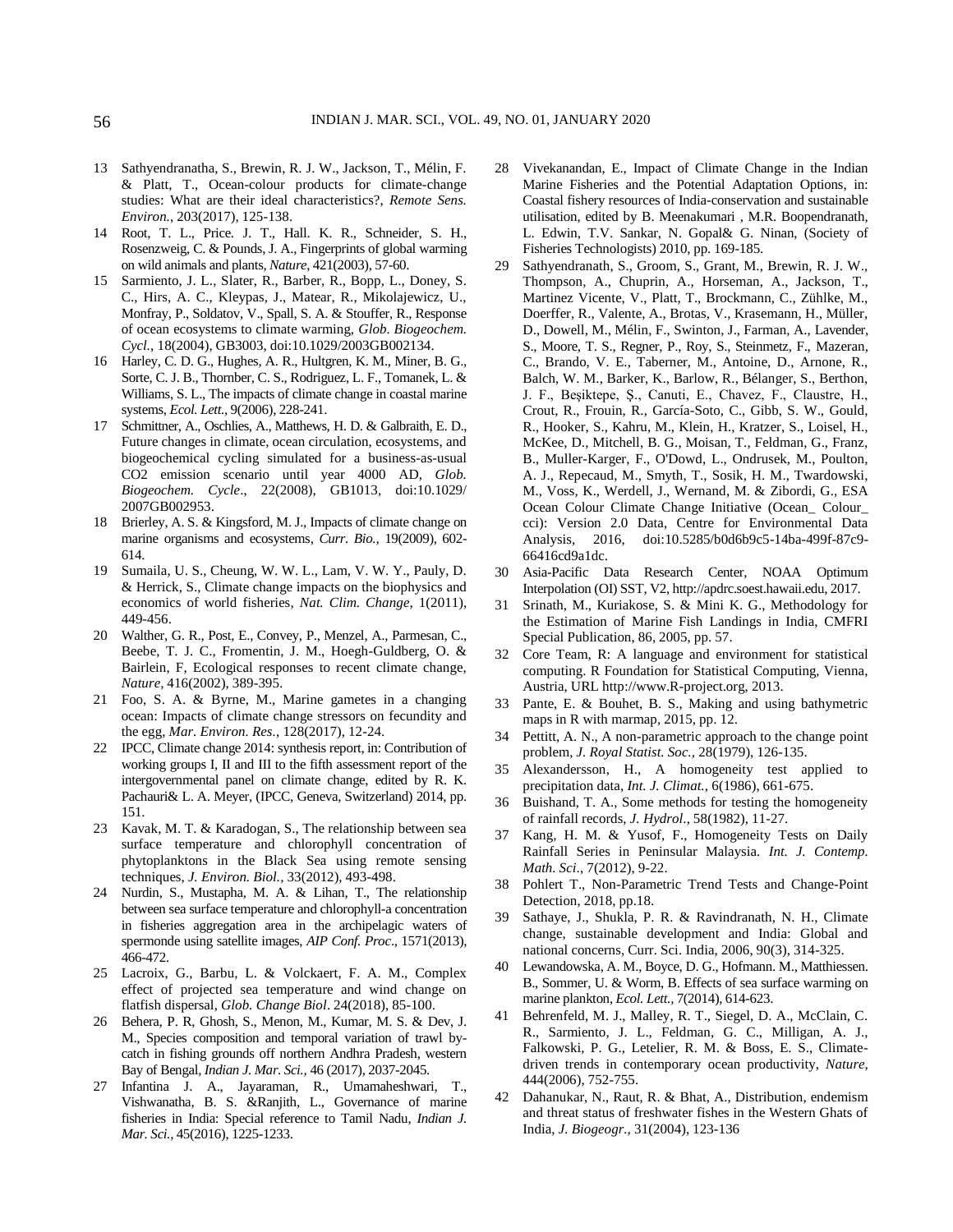13 Sathyendranatha, S., Brewin, R. J. W., Jackson, T., Mélin, F. & Platt, T., Ocean-colour products for climate-change studies: What are their ideal characteristics?, *Remote Sens. Environ.*, 203(2017), 125-138.

14 Root, T. L., Price. J. T., Hall. K. R., Schneider, S. H., Rosenzweig, C. & Pounds, J. A., Fingerprints of global warming on wild animals and plants, *Nature*, 421(2003), 57-60.

15 Sarmiento, J. L., Slater, R., Barber, R., Bopp, L., Doney, S. C., Hirs, A. C., Kleypas, J., Matear, R., Mikolajewicz, U., Monfray, P., Soldatov, V., Spall, S. A. & Stouffer, R., Response of ocean ecosystems to climate warming, *Glob. Biogeochem. Cycl.*, 18(2004), GB3003, doi:10.1029/2003GB002134.

16 Harley, C. D. G., Hughes, A. R., Hultgren, K. M., Miner, B. G., Sorte, C. J. B., Thornber, C. S., Rodriguez, L. F., Tomanek, L. & Williams, S. L., The impacts of climate change in coastal marine systems, *Ecol. Lett.*, 9(2006), 228-241.

17 Schmittner, A., Oschlies, A., Matthews, H. D. & Galbraith, E. D., Future changes in climate, ocean circulation, ecosystems, and biogeochemical cycling simulated for a business-as-usual CO2 emission scenario until year 4000 AD, *Glob. Biogeochem. Cycle*., 22(2008), GB1013, doi:10.1029/ 2007GB002953.

18 Brierley, A. S. & Kingsford, M. J., Impacts of climate change on marine organisms and ecosystems, *Curr. Bio.*, 19(2009), 602-614.

19 Sumaila, U. S., Cheung, W. W. L., Lam, V. W. Y., Pauly, D. & Herrick, S., Climate change impacts on the biophysics and economics of world fisheries, *Nat. Clim. Change*, 1(2011), 449-456.

20 Walther, G. R., Post, E., Convey, P., Menzel, A., Parmesan, C., Beebe, T. J. C., Fromentin, J. M., Hoegh-Guldberg, O. & Bairlein, F, Ecological responses to recent climate change, *Nature*, 416(2002), 389-395.

21 Foo, S. A. & Byrne, M., Marine gametes in a changing ocean: Impacts of climate change stressors on fecundity and the egg, *Mar. Environ. Res.*, 128(2017), 12-24.

22 IPCC, Climate change 2014: synthesis report, in: Contribution of working groups I, II and III to the fifth assessment report of the intergovernmental panel on climate change, edited by R. K. Pachauri& L. A. Meyer, (IPCC, Geneva, Switzerland) 2014, pp. 151.

23 Kavak, M. T. & Karadogan, S., The relationship between sea surface temperature and chlorophyll concentration of phytoplanktons in the Black Sea using remote sensing techniques, *J. Environ. Biol.*, 33(2012), 493-498.

24 Nurdin, S., Mustapha, M. A. & Lihan, T., The relationship between sea surface temperature and chlorophyll-a concentration in fisheries aggregation area in the archipelagic waters of spermonde using satellite images, *AIP Conf. Proc*., 1571(2013), 466-472.

25 Lacroix, G., Barbu, L. & Volckaert, F. A. M., Complex effect of projected sea temperature and wind change on flatfish dispersal, *Glob. Change Biol*. 24(2018), 85-100.

26 Behera, P. R, Ghosh, S., Menon, M., Kumar, M. S. & Dev, J. M., Species composition and temporal variation of trawl by-catch in fishing grounds off northern Andhra Pradesh, western Bay of Bengal, *Indian J. Mar. Sci.*, 46 (2017), 2037-2045.

27 Infantina J. A., Jayaraman, R., Umamaheshwari, T., Vishwanatha, B. S. &Ranjith, L., Governance of marine fisheries in India: Special reference to Tamil Nadu, *Indian J. Mar. Sci.*, 45(2016), 1225-1233.

28 Vivekanandan, E., Impact of Climate Change in the Indian Marine Fisheries and the Potential Adaptation Options, in: Coastal fishery resources of India-conservation and sustainable utilisation, edited by B. Meenakumari , M.R. Boopendranath, L. Edwin, T.V. Sankar, N. Gopal& G. Ninan, (Society of Fisheries Technologists) 2010, pp. 169-185.

29 Sathyendranath, S., Groom, S., Grant, M., Brewin, R. J. W., Thompson, A., Chuprin, A., Horseman, A., Jackson, T., Martinez Vicente, V., Platt, T., Brockmann, C., Zühlke, M., Doerffer, R., Valente, A., Brotas, V., Krasemann, H., Müller, D., Dowell, M., Mélin, F., Swinton, J., Farman, A., Lavender, S., Moore, T. S., Regner, P., Roy, S., Steinmetz, F., Mazeran, C., Brando, V. E., Taberner, M., Antoine, D., Arnone, R., Balch, W. M., Barker, K., Barlow, R., Bélanger, S., Berthon, J. F., Beşiktepe, Ş., Canuti, E., Chavez, F., Claustre, H., Crout, R., Frouin, R., García-Soto, C., Gibb, S. W., Gould, R., Hooker, S., Kahru, M., Klein, H., Kratzer, S., Loisel, H., McKee, D., Mitchell, B. G., Moisan, T., Feldman, G., Franz, B., Muller-Karger, F., O'Dowd, L., Ondrusek, M., Poulton, A. J., Repecaud, M., Smyth, T., Sosik, H. M., Twardowski, M., Voss, K., Werdell, J., Wernand, M. & Zibordi, G., ESA Ocean Colour Climate Change Initiative (Ocean_ Colour_ cci): Version 2.0 Data, Centre for Environmental Data Analysis, 2016, doi:10.5285/b0d6b9c5-14ba-499f-87c9-66416cd9a1dc.

30 Asia-Pacific Data Research Center, NOAA Optimum Interpolation (OI) SST, V2, http://apdrc.soest.hawaii.edu, 2017.

31 Srinath, M., Kuriakose, S. & Mini K. G., Methodology for the Estimation of Marine Fish Landings in India, CMFRI Special Publication, 86, 2005, pp. 57.

32 Core Team, R: A language and environment for statistical computing. R Foundation for Statistical Computing, Vienna, Austria, URL http://www.R-project.org, 2013.

33 Pante, E. & Bouhet, B. S., Making and using bathymetric maps in R with marmap, 2015, pp. 12.

34 Pettitt, A. N., A non-parametric approach to the change point problem, *J. Royal Statist. Soc.*, 28(1979), 126-135.

35 Alexandersson, H., A homogeneity test applied to precipitation data, *Int. J. Climat.*, 6(1986), 661-675.

36 Buishand, T. A., Some methods for testing the homogeneity of rainfall records, *J. Hydrol.*, 58(1982), 11-27.

37 Kang, H. M. & Yusof, F., Homogeneity Tests on Daily Rainfall Series in Peninsular Malaysia. *Int. J. Contemp. Math. Sci.*, 7(2012), 9-22.

38 Pohlert T., Non-Parametric Trend Tests and Change-Point Detection, 2018, pp.18.

39 Sathaye, J., Shukla, P. R. & Ravindranath, N. H., Climate change, sustainable development and India: Global and national concerns, Curr. Sci. India, 2006, 90(3), 314-325.

40 Lewandowska, A. M., Boyce, D. G., Hofmann. M., Matthiessen. B., Sommer, U. & Worm, B. Effects of sea surface warming on marine plankton, *Ecol. Lett.*, 7(2014), 614-623.

41 Behrenfeld, M. J., Malley, R. T., Siegel, D. A., McClain, C. R., Sarmiento, J. L., Feldman, G. C., Milligan, A. J., Falkowski, P. G., Letelier, R. M. & Boss, E. S., Climate-driven trends in contemporary ocean productivity, *Nature*, 444(2006), 752-755.

42 Dahanukar, N., Raut, R. & Bhat, A., Distribution, endemism and threat status of freshwater fishes in the Western Ghats of India, *J. Biogeogr.*, 31(2004), 123-136